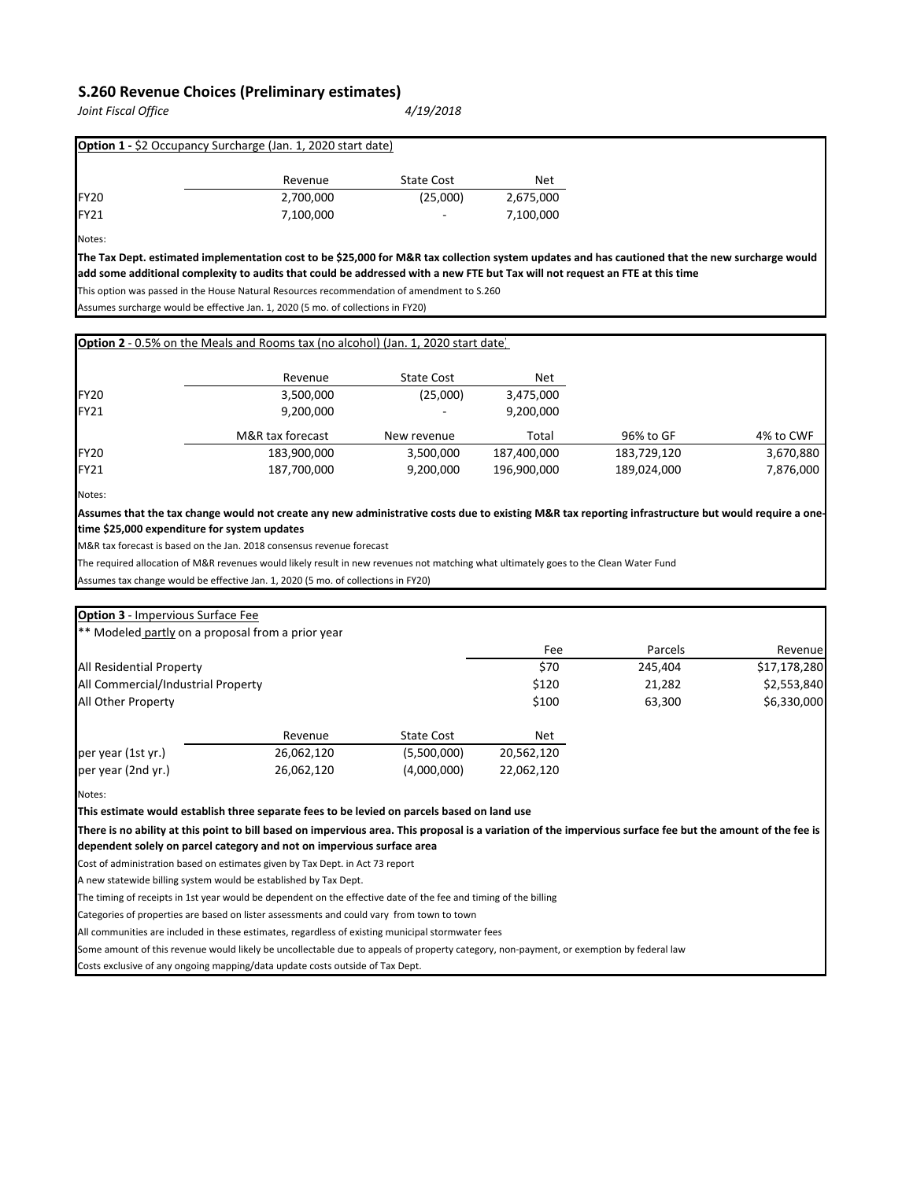# S.260 Revenue Choices (Preliminary estimates)

*Joint Fiscal Office* *4/19/2018*

**Option 1 -** $2 Occupancy Surcharge (Jan. 1, 2020 start date)

| | Revenue | State Cost | Net |
|---|---|---|---|
| FY20 | 2,700,000 | (25,000) | 2,675,000 |
| FY21 | 7,100,000 | - | 7,100,000 |

Notes:

**The Tax Dept. estimated implementation cost to be $25,000 for M&R tax collection system updates and has cautioned that the new surcharge would add some additional complexity to audits that could be addressed with a new FTE but Tax will not request an FTE at this time**

This option was passed in the House Natural Resources recommendation of amendment to S.260

Assumes surcharge would be effective Jan. 1, 2020 (5 mo. of collections in FY20)

**Option 2** - 0.5% on the Meals and Rooms tax (no alcohol) (Jan. 1, 2020 start date)

| | Revenue | State Cost | Net | | |
|---|---|---|---|---|---|
| FY20 | 3,500,000 | (25,000) | 3,475,000 | | |
| FY21 | 9,200,000 | - | 9,200,000 | | |
| | **M&R tax forecast** | **New revenue** | **Total** | **96% to GF** | **4% to CWF** |
| FY20 | 183,900,000 | 3,500,000 | 187,400,000 | 183,729,120 | 3,670,880 |
| FY21 | 187,700,000 | 9,200,000 | 196,900,000 | 189,024,000 | 7,876,000 |

Notes:

**Assumes that the tax change would not create any new administrative costs due to existing M&R tax reporting infrastructure but would require a one-time $25,000 expenditure for system updates**

M&R tax forecast is based on the Jan. 2018 consensus revenue forecast

The required allocation of M&R revenues would likely result in new revenues not matching what ultimately goes to the Clean Water Fund

Assumes tax change would be effective Jan. 1, 2020 (5 mo. of collections in FY20)

**Option 3** - Impervious Surface Fee

** Modeled partly on a proposal from a prior year

| | Fee | Parcels | Revenue |
|---|---|---|---|
| All Residential Property | $70 | 245,404 | $17,178,280 |
| All Commercial/Industrial Property | $120 | 21,282 | $2,553,840 |
| All Other Property | $100 | 63,300 | $6,330,000 |

| | Revenue | State Cost | Net |
|---|---|---|---|
| per year (1st yr.) | 26,062,120 | (5,500,000) | 20,562,120 |
| per year (2nd yr.) | 26,062,120 | (4,000,000) | 22,062,120 |

Notes:

**This estimate would establish three separate fees to be levied on parcels based on land use**

**There is no ability at this point to bill based on impervious area. This proposal is a variation of the impervious surface fee but the amount of the fee is dependent solely on parcel category and not on impervious surface area**

Cost of administration based on estimates given by Tax Dept. in Act 73 report

A new statewide billing system would be established by Tax Dept.

The timing of receipts in 1st year would be dependent on the effective date of the fee and timing of the billing

Categories of properties are based on lister assessments and could vary from town to town

All communities are included in these estimates, regardless of existing municipal stormwater fees

Some amount of this revenue would likely be uncollectable due to appeals of property category, non-payment, or exemption by federal law

Costs exclusive of any ongoing mapping/data update costs outside of Tax Dept.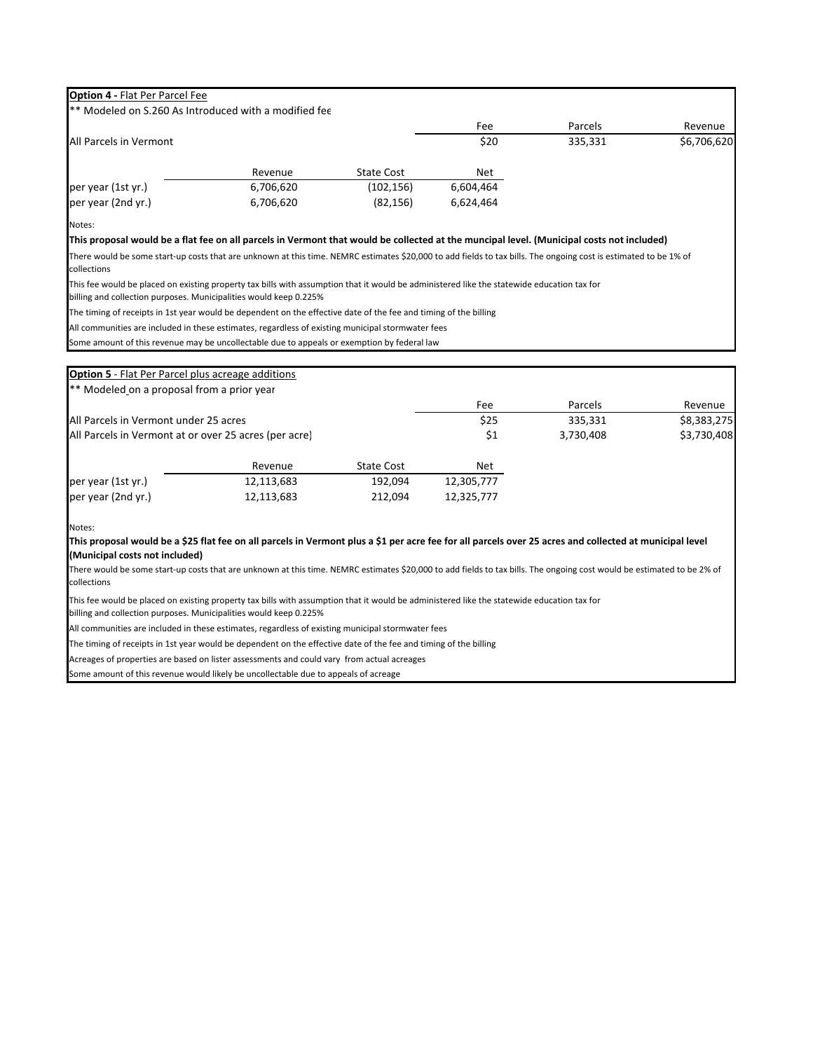**Option 4 -** Flat Per Parcel Fee

** Modeled on S.260 As Introduced with a modified fee

| | | | Fee | Parcels | Revenue |
|---|---|---|---|---|---|
| All Parcels in Vermont | | | $20 | 335,331 | $6,706,620 |

| | Revenue | State Cost | Net |
|---|---|---|---|
| per year (1st yr.) | 6,706,620 | (102,156) | 6,604,464 |
| per year (2nd yr.) | 6,706,620 | (82,156) | 6,624,464 |

Notes:

**This proposal would be a flat fee on all parcels in Vermont that would be collected at the muncipal level. (Municipal costs not included)**

There would be some start-up costs that are unknown at this time. NEMRC estimates $20,000 to add fields to tax bills. The ongoing cost is estimated to be 1% of collections

This fee would be placed on existing property tax bills with assumption that it would be administered like the statewide education tax for billing and collection purposes. Municipalities would keep 0.225%

The timing of receipts in 1st year would be dependent on the effective date of the fee and timing of the billing

All communities are included in these estimates, regardless of existing municipal stormwater fees

Some amount of this revenue may be uncollectable due to appeals or exemption by federal law

**Option 5** - Flat Per Parcel plus acreage additions

** Modeled on a proposal from a prior year

| | | | Fee | Parcels | Revenue |
|---|---|---|---|---|---|
| All Parcels in Vermont under 25 acres | | | $25 | 335,331 | $8,383,275 |
| All Parcels in Vermont at or over 25 acres (per acre) | | | $1 | 3,730,408 | $3,730,408 |

| | Revenue | State Cost | Net |
|---|---|---|---|
| per year (1st yr.) | 12,113,683 | 192,094 | 12,305,777 |
| per year (2nd yr.) | 12,113,683 | 212,094 | 12,325,777 |

Notes:

**This proposal would be a $25 flat fee on all parcels in Vermont plus a $1 per acre fee for all parcels over 25 acres and collected at municipal level (Municipal costs not included)**

There would be some start-up costs that are unknown at this time. NEMRC estimates $20,000 to add fields to tax bills. The ongoing cost would be estimated to be 2% of collections

This fee would be placed on existing property tax bills with assumption that it would be administered like the statewide education tax for billing and collection purposes. Municipalities would keep 0.225%

All communities are included in these estimates, regardless of existing municipal stormwater fees

The timing of receipts in 1st year would be dependent on the effective date of the fee and timing of the billing

Acreages of properties are based on lister assessments and could vary from actual acreages

Some amount of this revenue would likely be uncollectable due to appeals of acreage